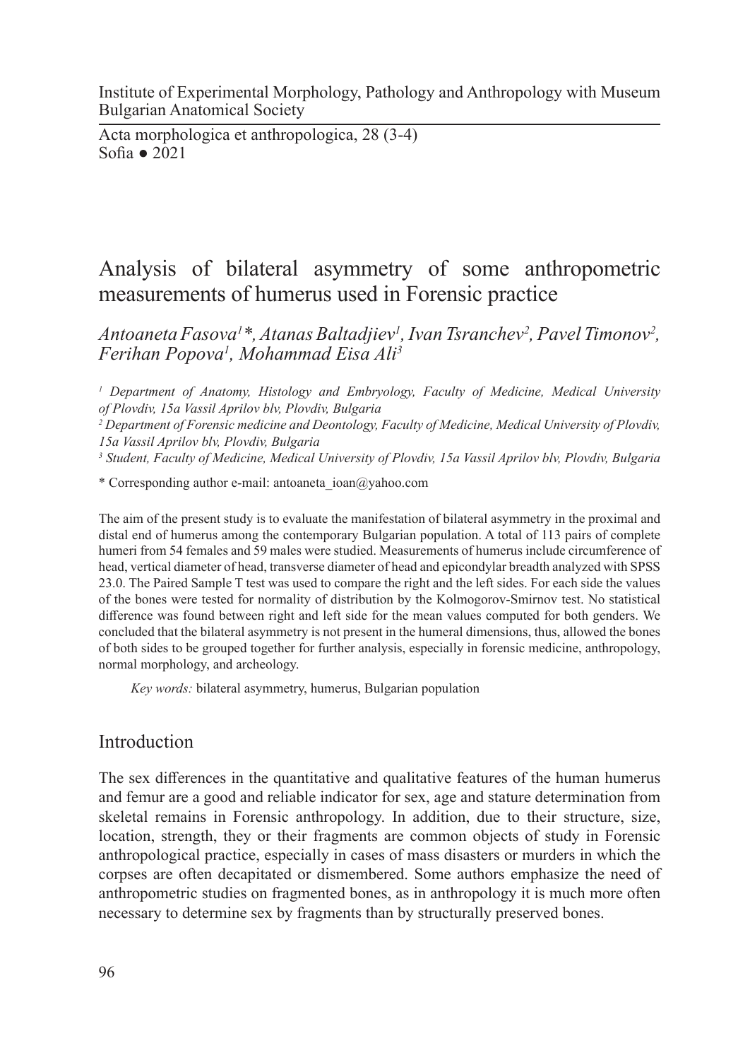# Analysis of bilateral asymmetry of some anthropometric measurements of humerus used in Forensic practice

*Antoaneta Fasova[1]\*, Atanas Baltadjiev[1], Ivan Tsranchev[2], Pavel Timonov[2], Ferihan Popova[1], Mohammad Eisa Ali[3]*

[1] *Department of Anatomy, Histology and Embryology, Faculty of Medicine, Medical University of Plovdiv, 15a Vassil Aprilov blv, Plovdiv, Bulgaria*

[2] *Department of Forensic medicine and Deontology, Faculty of Medicine, Medical University of Plovdiv, 15a Vassil Aprilov blv, Plovdiv, Bulgaria*

[3] *Student, Faculty of Medicine, Medical University of Plovdiv, 15a Vassil Aprilov blv, Plovdiv, Bulgaria*

\* Corresponding author e-mail: antoaneta_ioan@yahoo.com

The aim of the present study is to evaluate the manifestation of bilateral asymmetry in the proximal and distal end of humerus among the contemporary Bulgarian population. A total of 113 pairs of complete humeri from 54 females and 59 males were studied. Measurements of humerus include circumference of head, vertical diameter of head, transverse diameter of head and epicondylar breadth analyzed with SPSS 23.0. The Paired Sample T test was used to compare the right and the left sides. For each side the values of the bones were tested for normality of distribution by the Kolmogorov-Smirnov test. No statistical difference was found between right and left side for the mean values computed for both genders. We concluded that the bilateral asymmetry is not present in the humeral dimensions, thus, allowed the bones of both sides to be grouped together for further analysis, especially in forensic medicine, anthropology, normal morphology, and archeology.

*Key words:* bilateral asymmetry, humerus, Bulgarian population

## Introduction

The sex differences in the quantitative and qualitative features of the human humerus and femur are a good and reliable indicator for sex, age and stature determination from skeletal remains in Forensic anthropology. In addition, due to their structure, size, location, strength, they or their fragments are common objects of study in Forensic anthropological practice, especially in cases of mass disasters or murders in which the corpses are often decapitated or dismembered. Some authors emphasize the need of anthropometric studies on fragmented bones, as in anthropology it is much more often necessary to determine sex by fragments than by structurally preserved bones.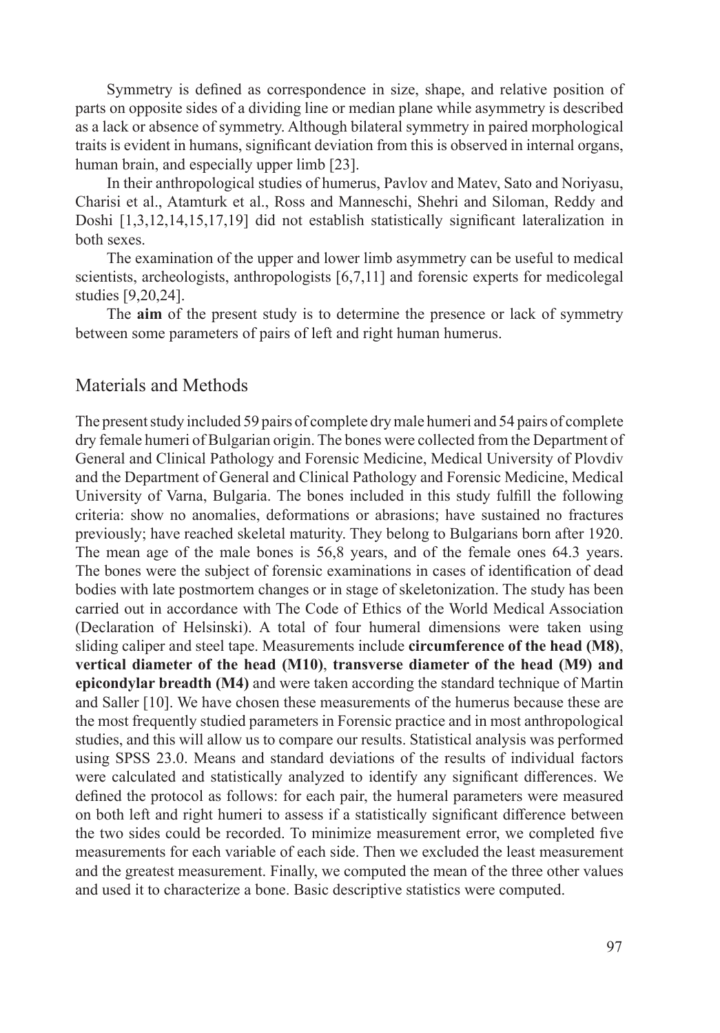Symmetry is defined as correspondence in size, shape, and relative position of parts on opposite sides of a dividing line or median plane while asymmetry is described as a lack or absence of symmetry. Although bilateral symmetry in paired morphological traits is evident in humans, significant deviation from this is observed in internal organs, human brain, and especially upper limb [23].

In their anthropological studies of humerus, Pavlov and Matev, Sato and Noriyasu, Charisi et al., Atamturk et al., Ross and Manneschi, Shehri and Siloman, Reddy and Doshi [1,3,12,14,15,17,19] did not establish statistically significant lateralization in both sexes.

The examination of the upper and lower limb asymmetry can be useful to medical scientists, archeologists, anthropologists [6,7,11] and forensic experts for medicolegal studies [9,20,24].

The **aim** of the present study is to determine the presence or lack of symmetry between some parameters of pairs of left and right human humerus.

## Materials and Methods

The present study included 59 pairs of complete dry male humeri and 54 pairs of complete dry female humeri of Bulgarian origin. The bones were collected from the Department of General and Clinical Pathology and Forensic Medicine, Medical University of Plovdiv and the Department of General and Clinical Pathology and Forensic Medicine, Medical University of Varna, Bulgaria. The bones included in this study fulfill the following criteria: show no anomalies, deformations or abrasions; have sustained no fractures previously; have reached skeletal maturity. They belong to Bulgarians born after 1920. The mean age of the male bones is 56,8 years, and of the female ones 64.3 years. The bones were the subject of forensic examinations in cases of identification of dead bodies with late postmortem changes or in stage of skeletonization. The study has been carried out in accordance with The Code of Ethics of the World Medical Association (Declaration of Helsinski). A total of four humeral dimensions were taken using sliding caliper and steel tape. Measurements include **circumference of the head (M8)**, **vertical diameter of the head (M10)**, **transverse diameter of the head (M9) and epicondylar breadth (M4)** and were taken according the standard technique of Martin and Saller [10]. We have chosen these measurements of the humerus because these are the most frequently studied parameters in Forensic practice and in most anthropological studies, and this will allow us to compare our results. Statistical analysis was performed using SPSS 23.0. Means and standard deviations of the results of individual factors were calculated and statistically analyzed to identify any significant differences. We defined the protocol as follows: for each pair, the humeral parameters were measured on both left and right humeri to assess if a statistically significant difference between the two sides could be recorded. To minimize measurement error, we completed five measurements for each variable of each side. Then we excluded the least measurement and the greatest measurement. Finally, we computed the mean of the three other values and used it to characterize a bone. Basic descriptive statistics were computed.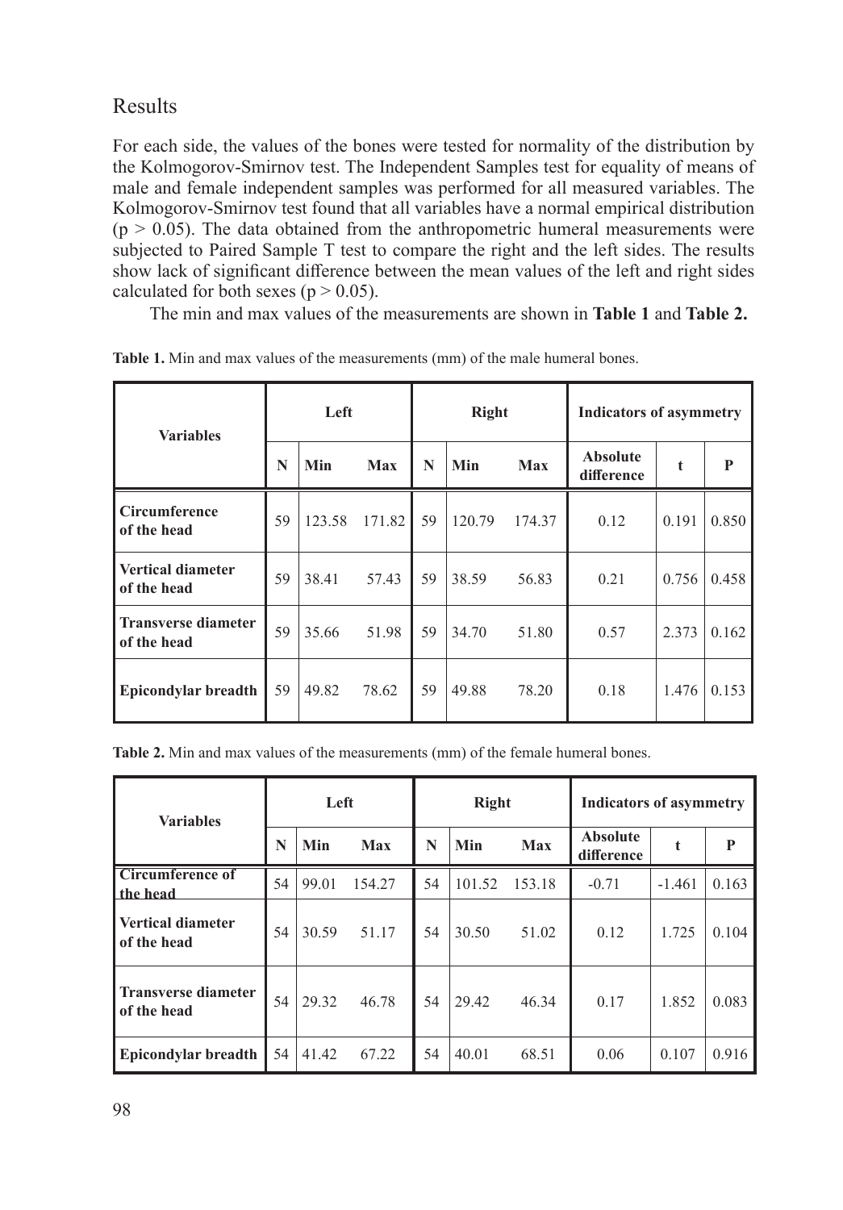## Results

For each side, the values of the bones were tested for normality of the distribution by the Kolmogorov-Smirnov test. The Independent Samples test for equality of means of male and female independent samples was performed for all measured variables. The Kolmogorov-Smirnov test found that all variables have a normal empirical distribution ($p > 0.05$). The data obtained from the anthropometric humeral measurements were subjected to Paired Sample T test to compare the right and the left sides. The results show lack of significant difference between the mean values of the left and right sides calculated for both sexes ($p > 0.05$).

The min and max values of the measurements are shown in **Table 1** and **Table 2.**

**Table 1.** Min and max values of the measurements (mm) of the male humeral bones.

| Variables | Left | | | Right | | | Indicators of asymmetry | | |
|---|---|---|---|---|---|---|---|---|---|
| | N | Min | Max | N | Min | Max | Absolute difference | t | P |
| **Circumference of the head** | 59 | 123.58 | 171.82 | 59 | 120.79 | 174.37 | 0.12 | 0.191 | 0.850 |
| **Vertical diameter of the head** | 59 | 38.41 | 57.43 | 59 | 38.59 | 56.83 | 0.21 | 0.756 | 0.458 |
| **Transverse diameter of the head** | 59 | 35.66 | 51.98 | 59 | 34.70 | 51.80 | 0.57 | 2.373 | 0.162 |
| **Epicondylar breadth** | 59 | 49.82 | 78.62 | 59 | 49.88 | 78.20 | 0.18 | 1.476 | 0.153 |

**Table 2.** Min and max values of the measurements (mm) of the female humeral bones.

| Variables | Left | | | Right | | | Indicators of asymmetry | | |
|---|---|---|---|---|---|---|---|---|---|
| | N | Min | Max | N | Min | Max | Absolute difference | t | P |
| **Circumference of the head** | 54 | 99.01 | 154.27 | 54 | 101.52 | 153.18 | -0.71 | -1.461 | 0.163 |
| **Vertical diameter of the head** | 54 | 30.59 | 51.17 | 54 | 30.50 | 51.02 | 0.12 | 1.725 | 0.104 |
| **Transverse diameter of the head** | 54 | 29.32 | 46.78 | 54 | 29.42 | 46.34 | 0.17 | 1.852 | 0.083 |
| **Epicondylar breadth** | 54 | 41.42 | 67.22 | 54 | 40.01 | 68.51 | 0.06 | 0.107 | 0.916 |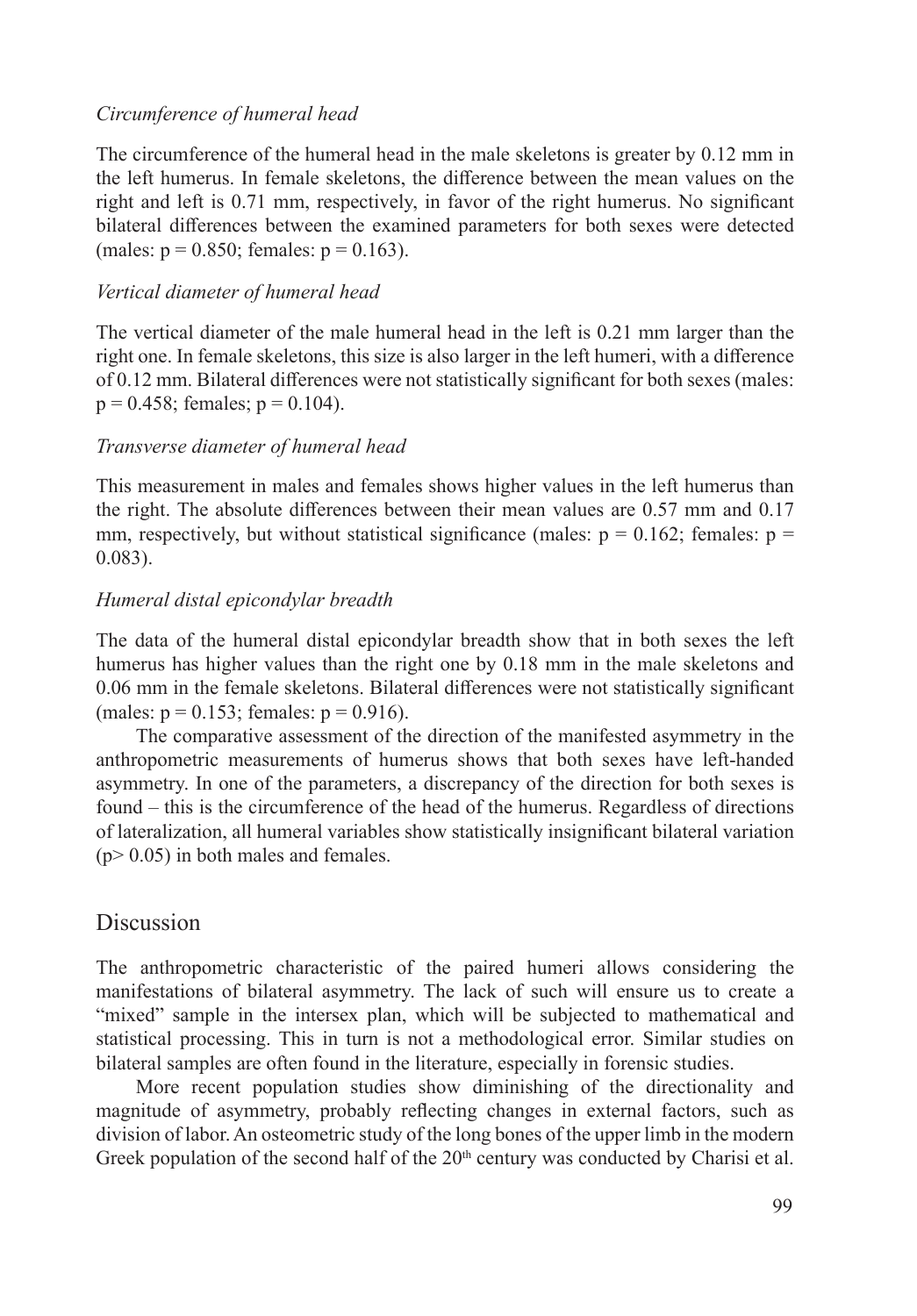*Circumference of humeral head*

The circumference of the humeral head in the male skeletons is greater by 0.12 mm in the left humerus. In female skeletons, the difference between the mean values on the right and left is 0.71 mm, respectively, in favor of the right humerus. No significant bilateral differences between the examined parameters for both sexes were detected (males: $p = 0.850$; females: $p = 0.163$).

*Vertical diameter of humeral head*

The vertical diameter of the male humeral head in the left is 0.21 mm larger than the right one. In female skeletons, this size is also larger in the left humeri, with a difference of 0.12 mm. Bilateral differences were not statistically significant for both sexes (males: $p = 0.458$; females; $p = 0.104$).

*Transverse diameter of humeral head*

This measurement in males and females shows higher values in the left humerus than the right. The absolute differences between their mean values are 0.57 mm and 0.17 mm, respectively, but without statistical significance (males: $p = 0.162$; females: $p = 0.083$).

*Humeral distal epicondylar breadth*

The data of the humeral distal epicondylar breadth show that in both sexes the left humerus has higher values than the right one by 0.18 mm in the male skeletons and 0.06 mm in the female skeletons. Bilateral differences were not statistically significant (males: $p = 0.153$; females: $p = 0.916$).

The comparative assessment of the direction of the manifested asymmetry in the anthropometric measurements of humerus shows that both sexes have left-handed asymmetry. In one of the parameters, a discrepancy of the direction for both sexes is found – this is the circumference of the head of the humerus. Regardless of directions of lateralization, all humeral variables show statistically insignificant bilateral variation ($p > 0.05$) in both males and females.

## Discussion

The anthropometric characteristic of the paired humeri allows considering the manifestations of bilateral asymmetry. The lack of such will ensure us to create a "mixed" sample in the intersex plan, which will be subjected to mathematical and statistical processing. This in turn is not a methodological error. Similar studies on bilateral samples are often found in the literature, especially in forensic studies.

More recent population studies show diminishing of the directionality and magnitude of asymmetry, probably reflecting changes in external factors, such as division of labor. An osteometric study of the long bones of the upper limb in the modern Greek population of the second half of the 20th century was conducted by Charisi et al.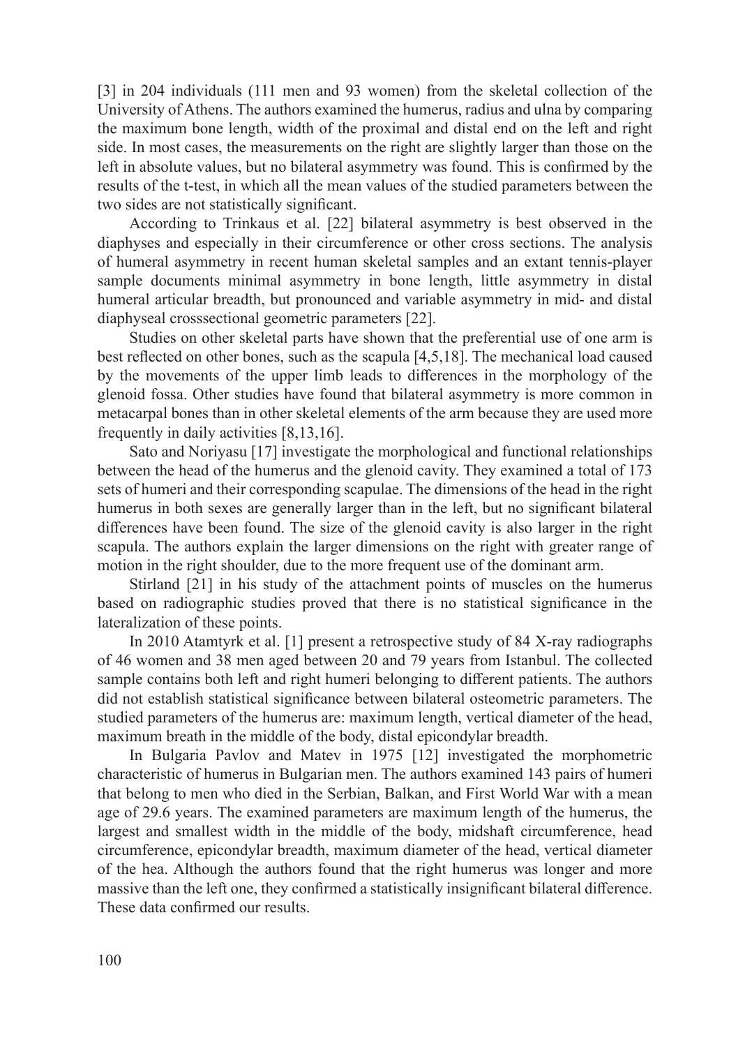[3] in 204 individuals (111 men and 93 women) from the skeletal collection of the University of Athens. The authors examined the humerus, radius and ulna by comparing the maximum bone length, width of the proximal and distal end on the left and right side. In most cases, the measurements on the right are slightly larger than those on the left in absolute values, but no bilateral asymmetry was found. This is confirmed by the results of the t-test, in which all the mean values of the studied parameters between the two sides are not statistically significant.

According to Trinkaus et al. [22] bilateral asymmetry is best observed in the diaphyses and especially in their circumference or other cross sections. The analysis of humeral asymmetry in recent human skeletal samples and an extant tennis-player sample documents minimal asymmetry in bone length, little asymmetry in distal humeral articular breadth, but pronounced and variable asymmetry in mid- and distal diaphyseal crosssectional geometric parameters [22].

Studies on other skeletal parts have shown that the preferential use of one arm is best reflected on other bones, such as the scapula [4,5,18]. The mechanical load caused by the movements of the upper limb leads to differences in the morphology of the glenoid fossa. Other studies have found that bilateral asymmetry is more common in metacarpal bones than in other skeletal elements of the arm because they are used more frequently in daily activities [8,13,16].

Sato and Noriyasu [17] investigate the morphological and functional relationships between the head of the humerus and the glenoid cavity. They examined a total of 173 sets of humeri and their corresponding scapulae. The dimensions of the head in the right humerus in both sexes are generally larger than in the left, but no significant bilateral differences have been found. The size of the glenoid cavity is also larger in the right scapula. The authors explain the larger dimensions on the right with greater range of motion in the right shoulder, due to the more frequent use of the dominant arm.

Stirland [21] in his study of the attachment points of muscles on the humerus based on radiographic studies proved that there is no statistical significance in the lateralization of these points.

In 2010 Atamtyrk et al. [1] present a retrospective study of 84 X-ray radiographs of 46 women and 38 men aged between 20 and 79 years from Istanbul. The collected sample contains both left and right humeri belonging to different patients. The authors did not establish statistical significance between bilateral osteometric parameters. The studied parameters of the humerus are: maximum length, vertical diameter of the head, maximum breath in the middle of the body, distal epicondylar breadth.

In Bulgaria Pavlov and Matev in 1975 [12] investigated the morphometric characteristic of humerus in Bulgarian men. The authors examined 143 pairs of humeri that belong to men who died in the Serbian, Balkan, and First World War with a mean age of 29.6 years. The examined parameters are maximum length of the humerus, the largest and smallest width in the middle of the body, midshaft circumference, head circumference, epicondylar breadth, maximum diameter of the head, vertical diameter of the hea. Although the authors found that the right humerus was longer and more massive than the left one, they confirmed a statistically insignificant bilateral difference. These data confirmed our results.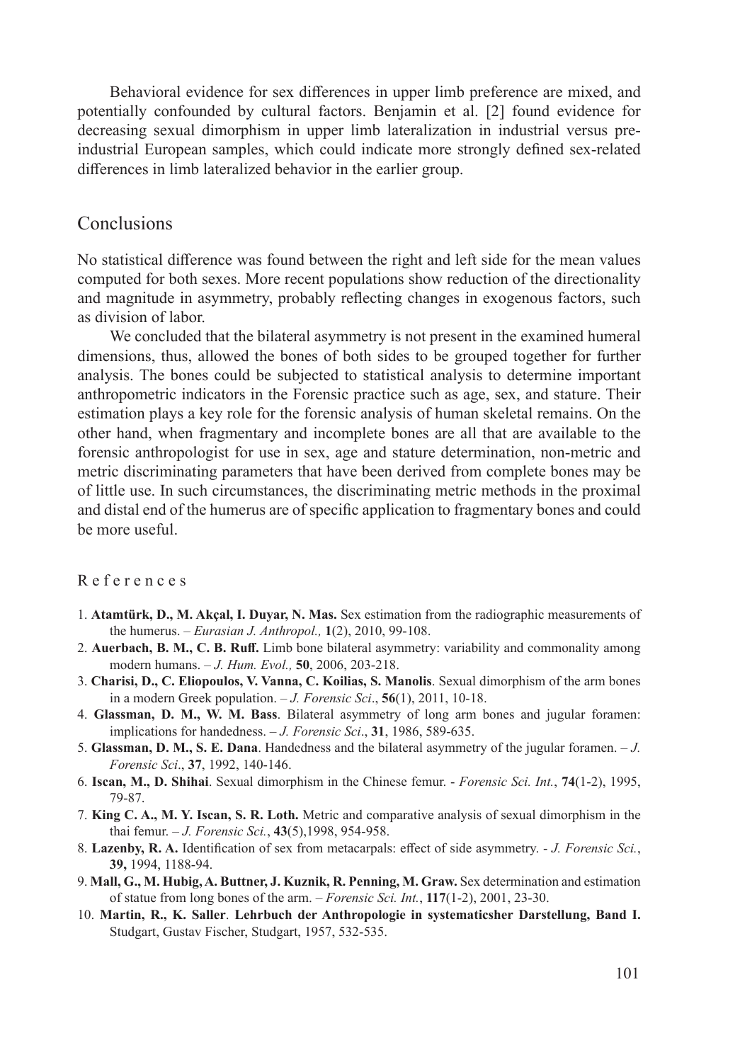Behavioral evidence for sex differences in upper limb preference are mixed, and potentially confounded by cultural factors. Benjamin et al. [2] found evidence for decreasing sexual dimorphism in upper limb lateralization in industrial versus pre-industrial European samples, which could indicate more strongly defined sex-related differences in limb lateralized behavior in the earlier group.

## Conclusions

No statistical difference was found between the right and left side for the mean values computed for both sexes. More recent populations show reduction of the directionality and magnitude in asymmetry, probably reflecting changes in exogenous factors, such as division of labor.

We concluded that the bilateral asymmetry is not present in the examined humeral dimensions, thus, allowed the bones of both sides to be grouped together for further analysis. The bones could be subjected to statistical analysis to determine important anthropometric indicators in the Forensic practice such as age, sex, and stature. Their estimation plays a key role for the forensic analysis of human skeletal remains. On the other hand, when fragmentary and incomplete bones are all that are available to the forensic anthropologist for use in sex, age and stature determination, non-metric and metric discriminating parameters that have been derived from complete bones may be of little use. In such circumstances, the discriminating metric methods in the proximal and distal end of the humerus are of specific application to fragmentary bones and could be more useful.

## References

1. **Atamtürk, D., M. Akçal, I. Duyar, N. Mas.** Sex estimation from the radiographic measurements of the humerus. – *Eurasian J. Anthropol.,* **1**(2), 2010, 99-108.
2. **Auerbach, B. M., C. B. Ruff.** Limb bone bilateral asymmetry: variability and commonality among modern humans. – *J. Hum. Evol.,* **50**, 2006, 203-218.
3. **Charisi, D., C. Eliopoulos, V. Vanna, C. Koilias, S. Manolis**. Sexual dimorphism of the arm bones in a modern Greek population. – *J. Forensic Sci*., **56**(1), 2011, 10-18.
4. **Glassman, D. M., W. M. Bass**. Bilateral asymmetry of long arm bones and jugular foramen: implications for handedness. – *J. Forensic Sci*., **31**, 1986, 589-635.
5. **Glassman, D. M., S. E. Dana**. Handedness and the bilateral asymmetry of the jugular foramen. – *J. Forensic Sci*., **37**, 1992, 140-146.
6. **Iscan, M., D. Shihai**. Sexual dimorphism in the Chinese femur. - *Forensic Sci. Int.*, **74**(1-2), 1995, 79-87.
7. **King C. A., M. Y. Iscan, S. R. Loth.** Metric and comparative analysis of sexual dimorphism in the thai femur. – *J. Forensic Sci.*, **43**(5),1998, 954-958.
8. **Lazenby, R. A.** Identification of sex from metacarpals: effect of side asymmetry. - *J. Forensic Sci.*, **39,** 1994, 1188-94.
9. **Mall, G., M. Hubig, A. Buttner, J. Kuznik, R. Penning, M. Graw.** Sex determination and estimation of statue from long bones of the arm. – *Forensic Sci. Int.*, **117**(1-2), 2001, 23-30.
10. **Martin, R., K. Saller**. **Lehrbuch der Anthropologie in systematicsher Darstellung, Band I.** Studgart, Gustav Fischer, Studgart, 1957, 532-535.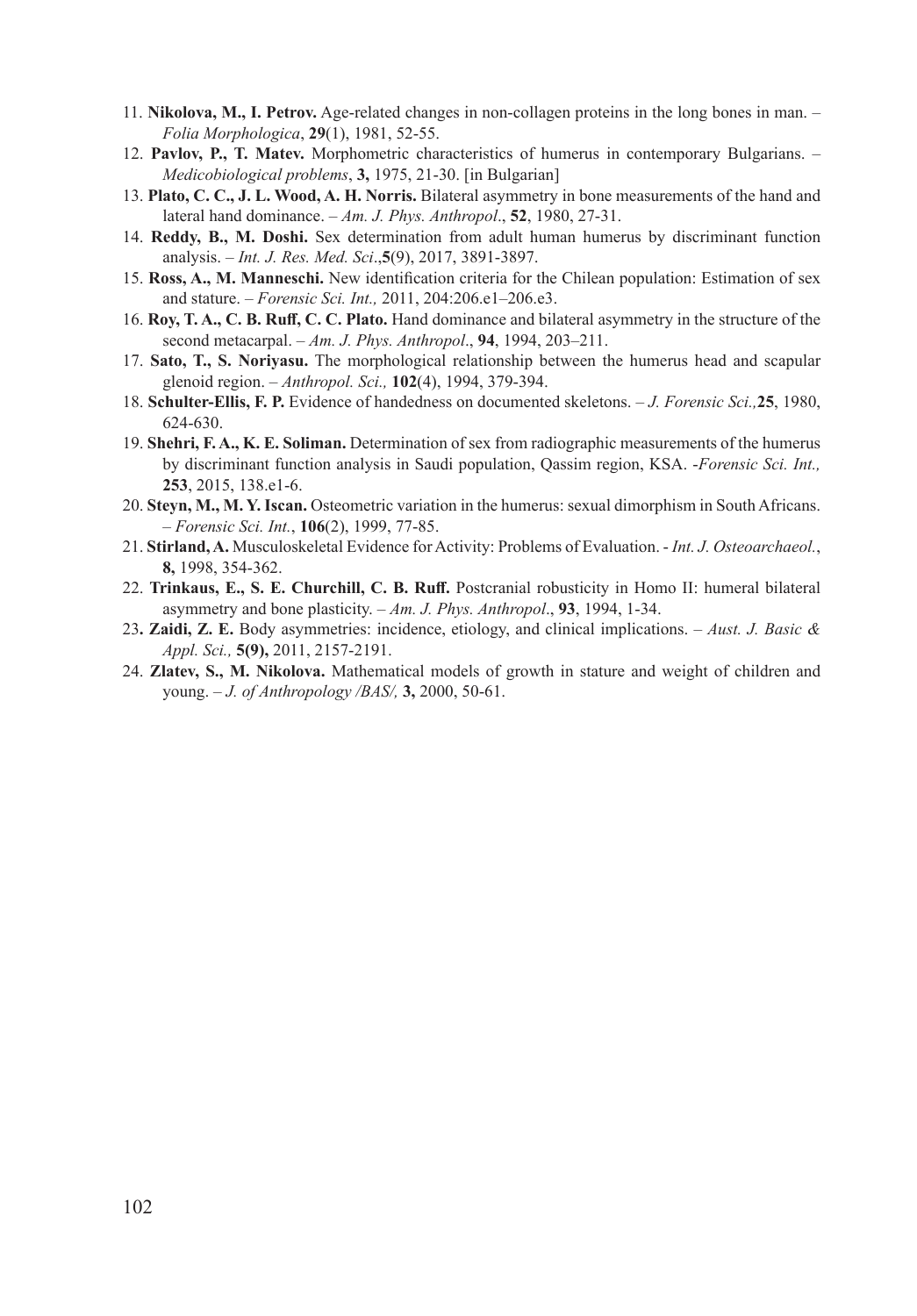11. **Nikolova, M., I. Petrov.** Age-related changes in non-collagen proteins in the long bones in man. – *Folia Morphologica*, **29**(1), 1981, 52-55.
12. **Pavlov, P., T. Matev.** Morphometric characteristics of humerus in contemporary Bulgarians. – *Medicobiological problems*, **3,** 1975, 21-30. [in Bulgarian]
13. **Plato, C. C., J. L. Wood, A. H. Norris.** Bilateral asymmetry in bone measurements of the hand and lateral hand dominance. – *Am. J. Phys. Anthropol*., **52**, 1980, 27-31.
14. **Reddy, B., M. Doshi.** Sex determination from adult human humerus by discriminant function analysis. – *Int. J. Res. Med. Sci*.,**5**(9), 2017, 3891-3897.
15. **Ross, A., M. Manneschi.** New identification criteria for the Chilean population: Estimation of sex and stature. – *Forensic Sci. Int.,* 2011, 204:206.e1–206.e3.
16. **Roy, T. A., C. B. Ruff, C. C. Plato.** Hand dominance and bilateral asymmetry in the structure of the second metacarpal. – *Am. J. Phys. Anthropol*., **94**, 1994, 203–211.
17. **Sato, T., S. Noriyasu.** The morphological relationship between the humerus head and scapular glenoid region. – *Anthropol. Sci.,* **102**(4), 1994, 379-394.
18. **Schulter-Ellis, F. P.** Evidence of handedness on documented skeletons. – *J. Forensic Sci.,***25**, 1980, 624-630.
19. **Shehri, F. A., K. E. Soliman.** Determination of sex from radiographic measurements of the humerus by discriminant function analysis in Saudi population, Qassim region, KSA. -*Forensic Sci. Int.,* **253**, 2015, 138.e1-6.
20. **Steyn, M., M. Y. Iscan.** Osteometric variation in the humerus: sexual dimorphism in South Africans. – *Forensic Sci. Int.*, **106**(2), 1999, 77-85.
21. **Stirland, A.** Musculoskeletal Evidence for Activity: Problems of Evaluation. - *Int. J. Osteoarchaeol.*, **8,** 1998, 354-362.
22. **Trinkaus, E., S. E. Churchill, C. B. Ruff.** Postcranial robusticity in Homo II: humeral bilateral asymmetry and bone plasticity. – *Am. J. Phys. Anthropol*., **93**, 1994, 1-34.
23. **Zaidi, Z. E.** Body asymmetries: incidence, etiology, and clinical implications. – *Aust. J. Basic & Appl. Sci.,* **5(9),** 2011, 2157-2191.
24. **Zlatev, S., M. Nikolova.** Mathematical models of growth in stature and weight of children and young. – *J. of Anthropology /BAS/,* **3,** 2000, 50-61.